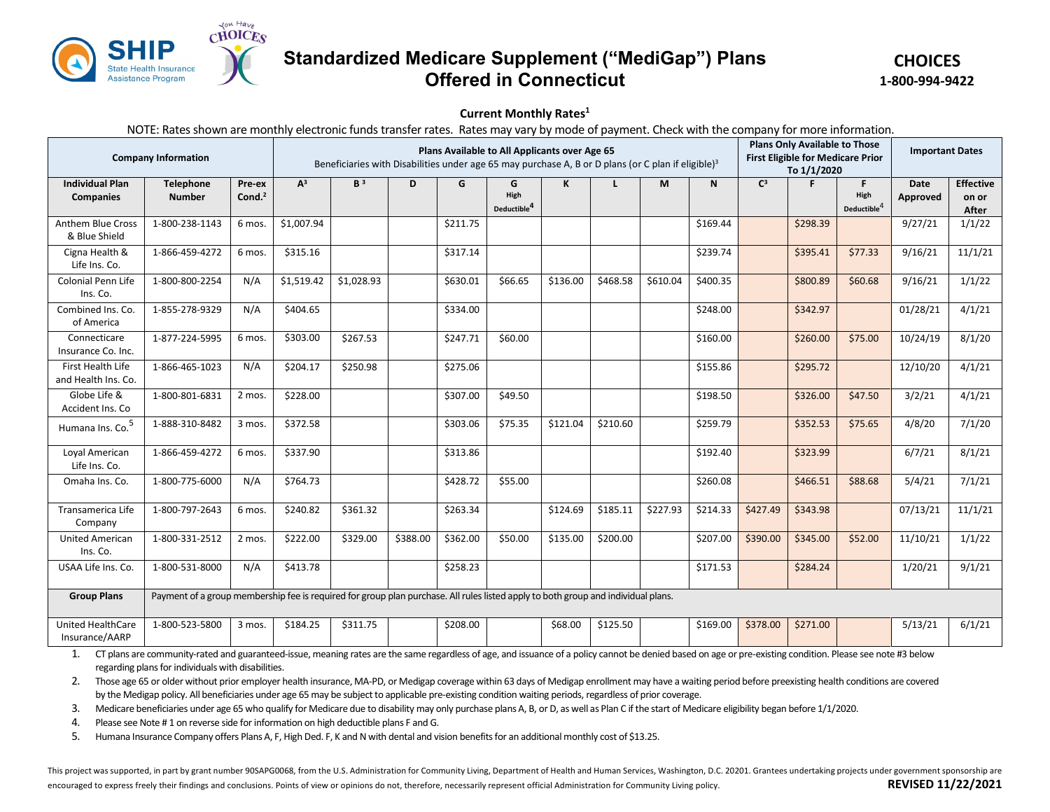# Standardized Medicare Supplement ("MediGap") Plans Offered in Connecticut

**CHOICES**
**1-800-994-9422**

**Current Monthly Rates[1]**

NOTE: Rates shown are monthly electronic funds transfer rates. Rates may vary by mode of payment. Check with the company for more information.

| Company Information | | | Plans Available to All Applicants over Age 65 Beneficiaries with Disabilities under age 65 may purchase A, B or D plans (or C plan if eligible)[3] | | | | | | | | | Plans Only Available to Those First Eligible for Medicare Prior To 1/1/2020 | | | Important Dates | |
|---|---|---|---|---|---|---|---|---|---|---|---|---|---|---|---|---|
| **Individual Plan Companies** | **Telephone Number** | **Pre-ex Cond.[2]** | **A[3]** | **B[3]** | **D** | **G** | **G High Deductible[4]** | **K** | **L** | **M** | **N** | **C[3]** | **F** | **F High Deductible[4]** | **Date Approved** | **Effective on or After** |
| Anthem Blue Cross & Blue Shield | 1-800-238-1143 | 6 mos. | $1,007.94 | | | $211.75 | | | | | $169.44 | | $298.39 | | 9/27/21 | 1/1/22 |
| Cigna Health & Life Ins. Co. | 1-866-459-4272 | 6 mos. | $315.16 | | | $317.14 | | | | | $239.74 | | $395.41 | $77.33 | 9/16/21 | 11/1/21 |
| Colonial Penn Life Ins. Co. | 1-800-800-2254 | N/A | $1,519.42 | $1,028.93 | | $630.01 | $66.65 | $136.00 | $468.58 | $610.04 | $400.35 | | $800.89 | $60.68 | 9/16/21 | 1/1/22 |
| Combined Ins. Co. of America | 1-855-278-9329 | N/A | $404.65 | | | $334.00 | | | | | $248.00 | | $342.97 | | 01/28/21 | 4/1/21 |
| Connecticare Insurance Co. Inc. | 1-877-224-5995 | 6 mos. | $303.00 | $267.53 | | $247.71 | $60.00 | | | | $160.00 | | $260.00 | $75.00 | 10/24/19 | 8/1/20 |
| First Health Life and Health Ins. Co. | 1-866-465-1023 | N/A | $204.17 | $250.98 | | $275.06 | | | | | $155.86 | | $295.72 | | 12/10/20 | 4/1/21 |
| Globe Life & Accident Ins. Co | 1-800-801-6831 | 2 mos. | $228.00 | | | $307.00 | $49.50 | | | | $198.50 | | $326.00 | $47.50 | 3/2/21 | 4/1/21 |
| Humana Ins. Co.[5] | 1-888-310-8482 | 3 mos. | $372.58 | | | $303.06 | $75.35 | $121.04 | $210.60 | | $259.79 | | $352.53 | $75.65 | 4/8/20 | 7/1/20 |
| Loyal American Life Ins. Co. | 1-866-459-4272 | 6 mos. | $337.90 | | | $313.86 | | | | | $192.40 | | $323.99 | | 6/7/21 | 8/1/21 |
| Omaha Ins. Co. | 1-800-775-6000 | N/A | $764.73 | | | $428.72 | $55.00 | | | | $260.08 | | $466.51 | $88.68 | 5/4/21 | 7/1/21 |
| Transamerica Life Company | 1-800-797-2643 | 6 mos. | $240.82 | $361.32 | | $263.34 | | $124.69 | $185.11 | $227.93 | $214.33 | $427.49 | $343.98 | | 07/13/21 | 11/1/21 |
| United American Ins. Co. | 1-800-331-2512 | 2 mos. | $222.00 | $329.00 | $388.00 | $362.00 | $50.00 | $135.00 | $200.00 | | $207.00 | $390.00 | $345.00 | $52.00 | 11/10/21 | 1/1/22 |
| USAA Life Ins. Co. | 1-800-531-8000 | N/A | $413.78 | | | $258.23 | | | | | $171.53 | | $284.24 | | 1/20/21 | 9/1/21 |
| **Group Plans** | Payment of a group membership fee is required for group plan purchase. All rules listed apply to both group and individual plans. | | | | | | | | | | | | | | | |
| United HealthCare Insurance/AARP | 1-800-523-5800 | 3 mos. | $184.25 | $311.75 | | $208.00 | | $68.00 | $125.50 | | $169.00 | $378.00 | $271.00 | | 5/13/21 | 6/1/21 |

1. CT plans are community-rated and guaranteed-issue, meaning rates are the same regardless of age, and issuance of a policy cannot be denied based on age or pre-existing condition. Please see note #3 below regarding plans for individuals with disabilities.
2. Those age 65 or older without prior employer health insurance, MA-PD, or Medigap coverage within 63 days of Medigap enrollment may have a waiting period before preexisting health conditions are covered by the Medigap policy. All beneficiaries under age 65 may be subject to applicable pre-existing condition waiting periods, regardless of prior coverage.
3. Medicare beneficiaries under age 65 who qualify for Medicare due to disability may only purchase plans A, B, or D, as well as Plan C if the start of Medicare eligibility began before 1/1/2020.
4. Please see Note # 1 on reverse side for information on high deductible plans F and G.
5. Humana Insurance Company offers Plans A, F, High Ded. F, K and N with dental and vision benefits for an additional monthly cost of $13.25.

This project was supported, in part by grant number 90SAPG0068, from the U.S. Administration for Community Living, Department of Health and Human Services, Washington, D.C. 20201. Grantees undertaking projects under government sponsorship are encouraged to express freely their findings and conclusions. Points of view or opinions do not, therefore, necessarily represent official Administration for Community Living policy.

**REVISED 11/22/2021**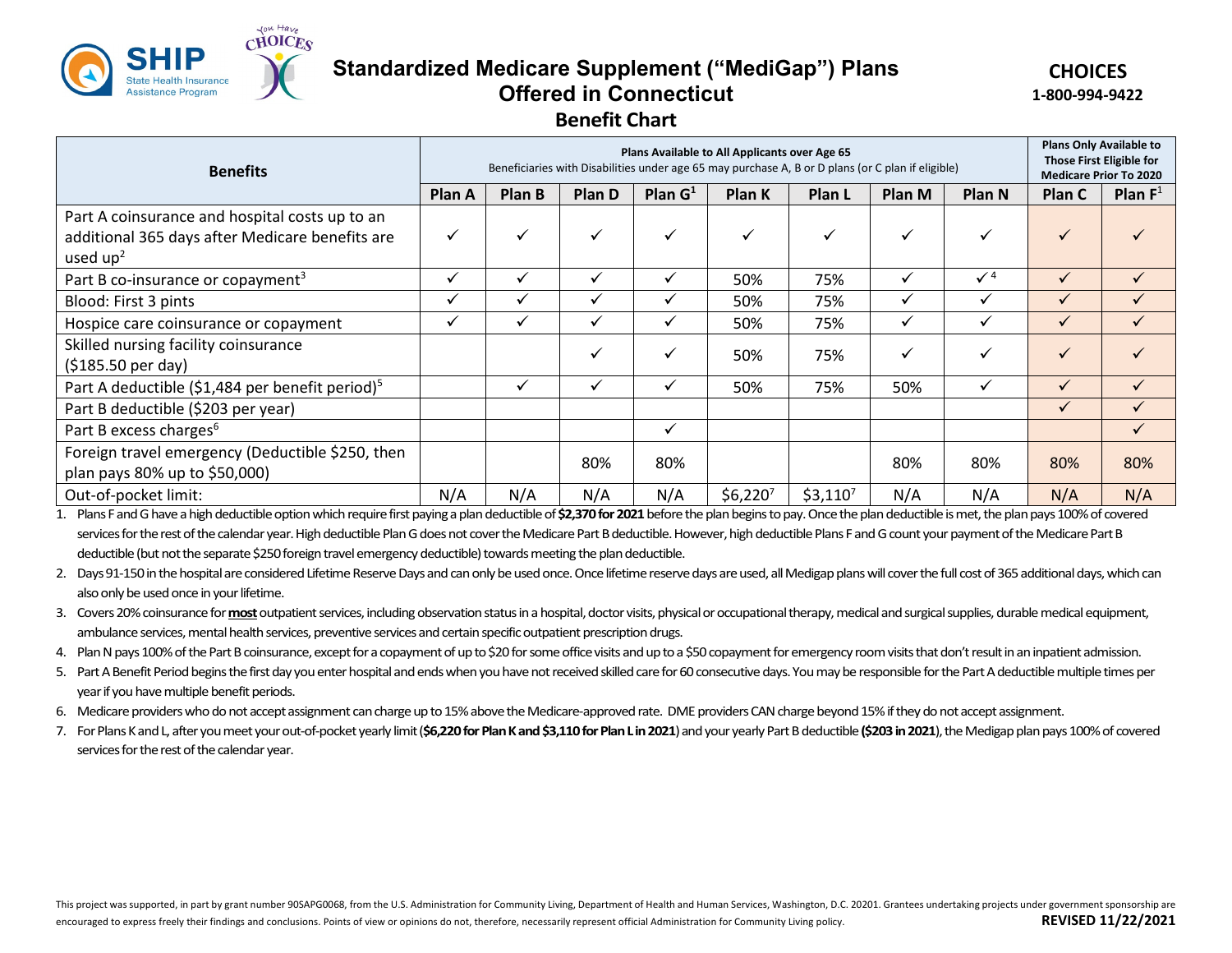# Standardized Medicare Supplement ("MediGap") Plans Offered in Connecticut

## Benefit Chart

**CHOICES**
**1-800-994-9422**

| Benefits | Plans Available to All Applicants over Age 65 — Beneficiaries with Disabilities under age 65 may purchase A, B or D plans (or C plan if eligible) | | | | | | | | Plans Only Available to Those First Eligible for Medicare Prior To 2020 | |
|---|---|---|---|---|---|---|---|---|---|---|
| | Plan A | Plan B | Plan D | Plan G[1] | Plan K | Plan L | Plan M | Plan N | Plan C | Plan F[1] |
| Part A coinsurance and hospital costs up to an additional 365 days after Medicare benefits are used up[2] | ✓ | ✓ | ✓ | ✓ | ✓ | ✓ | ✓ | ✓ | ✓ | ✓ |
| Part B co-insurance or copayment[3] | ✓ | ✓ | ✓ | ✓ | 50% | 75% | ✓ | ✓[4] | ✓ | ✓ |
| Blood: First 3 pints | ✓ | ✓ | ✓ | ✓ | 50% | 75% | ✓ | ✓ | ✓ | ✓ |
| Hospice care coinsurance or copayment | ✓ | ✓ | ✓ | ✓ | 50% | 75% | ✓ | ✓ | ✓ | ✓ |
| Skilled nursing facility coinsurance ($185.50 per day) | | | ✓ | ✓ | 50% | 75% | ✓ | ✓ | ✓ | ✓ |
| Part A deductible ($1,484 per benefit period)[5] | | ✓ | ✓ | ✓ | 50% | 75% | 50% | ✓ | ✓ | ✓ |
| Part B deductible ($203 per year) | | | | | | | | | ✓ | ✓ |
| Part B excess charges[6] | | | | ✓ | | | | | | ✓ |
| Foreign travel emergency (Deductible $250, then plan pays 80% up to $50,000) | | | 80% | 80% | | | 80% | 80% | 80% | 80% |
| Out-of-pocket limit: | N/A | N/A | N/A | N/A | $6,220[7] | $3,110[7] | N/A | N/A | N/A | N/A |

1. Plans F and G have a high deductible option which require first paying a plan deductible of **$2,370 for 2021** before the plan begins to pay. Once the plan deductible is met, the plan pays 100% of covered services for the rest of the calendar year. High deductible Plan G does not cover the Medicare Part B deductible. However, high deductible Plans F and G count your payment of the Medicare Part B deductible (but not the separate $250 foreign travel emergency deductible) towards meeting the plan deductible.
2. Days 91-150 in the hospital are considered Lifetime Reserve Days and can only be used once. Once lifetime reserve days are used, all Medigap plans will cover the full cost of 365 additional days, which can also only be used once in your lifetime.
3. Covers 20% coinsurance for **most** outpatient services, including observation status in a hospital, doctor visits, physical or occupational therapy, medical and surgical supplies, durable medical equipment, ambulance services, mental health services, preventive services and certain specific outpatient prescription drugs.
4. Plan N pays 100% of the Part B coinsurance, except for a copayment of up to $20 for some office visits and up to a $50 copayment for emergency room visits that don't result in an inpatient admission.
5. Part A Benefit Period begins the first day you enter hospital and ends when you have not received skilled care for 60 consecutive days. You may be responsible for the Part A deductible multiple times per year if you have multiple benefit periods.
6. Medicare providers who do not accept assignment can charge up to 15% above the Medicare-approved rate. DME providers CAN charge beyond 15% if they do not accept assignment.
7. For Plans K and L, after you meet your out-of-pocket yearly limit (**$6,220 for Plan K and $3,110 for Plan L in 2021**) and your yearly Part B deductible **($203 in 2021)**, the Medigap plan pays 100% of covered services for the rest of the calendar year.

This project was supported, in part by grant number 90SAPG0068, from the U.S. Administration for Community Living, Department of Health and Human Services, Washington, D.C. 20201. Grantees undertaking projects under government sponsorship are encouraged to express freely their findings and conclusions. Points of view or opinions do not, therefore, necessarily represent official Administration for Community Living policy.

**REVISED 11/22/2021**